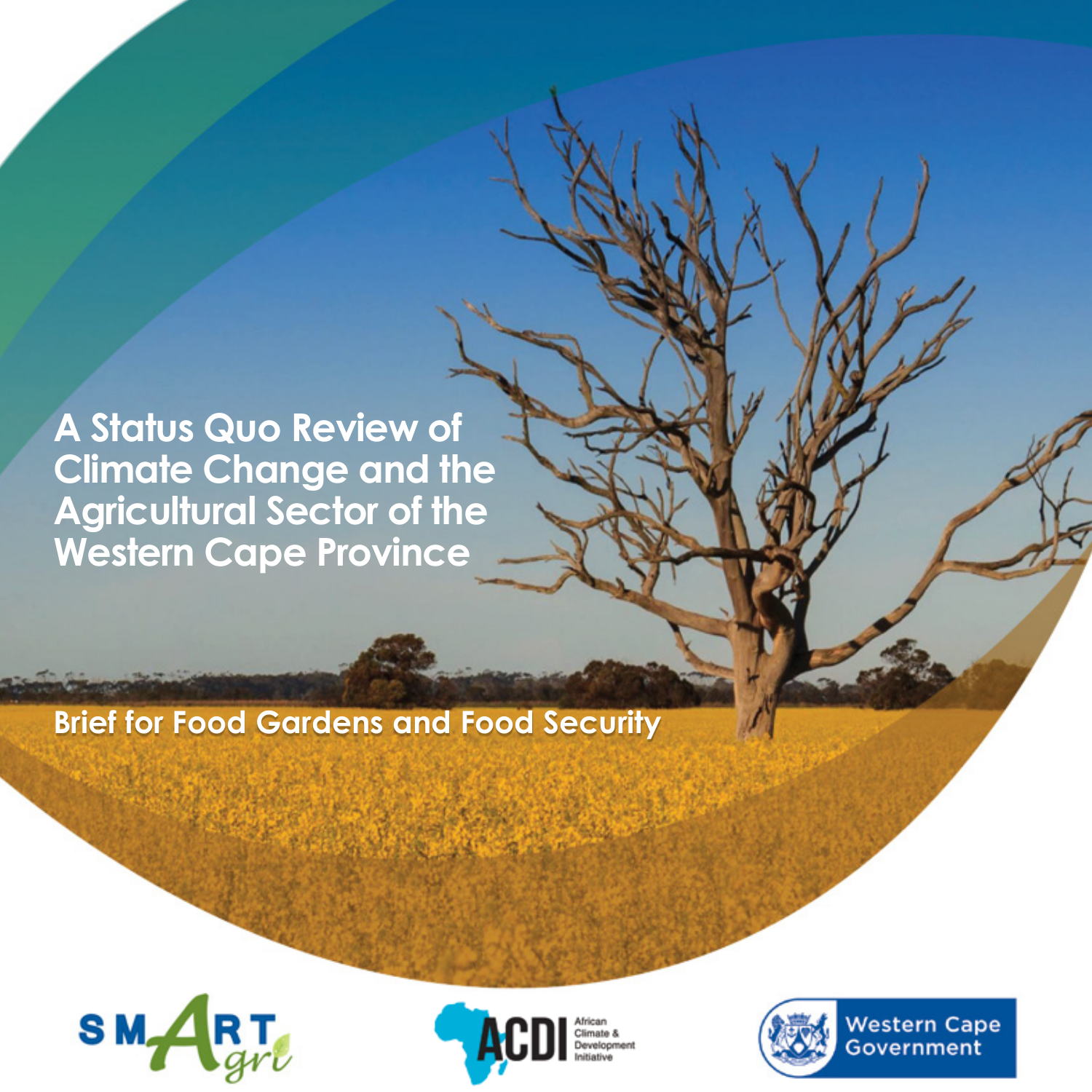# A Status Quo Review of Climate Change and the Agricultural Sector of the Western Cape Province

## Brief for Food Gardens and Food Security

SMARTAgri

ACDI African Climate & Development Initiative

Western Cape Government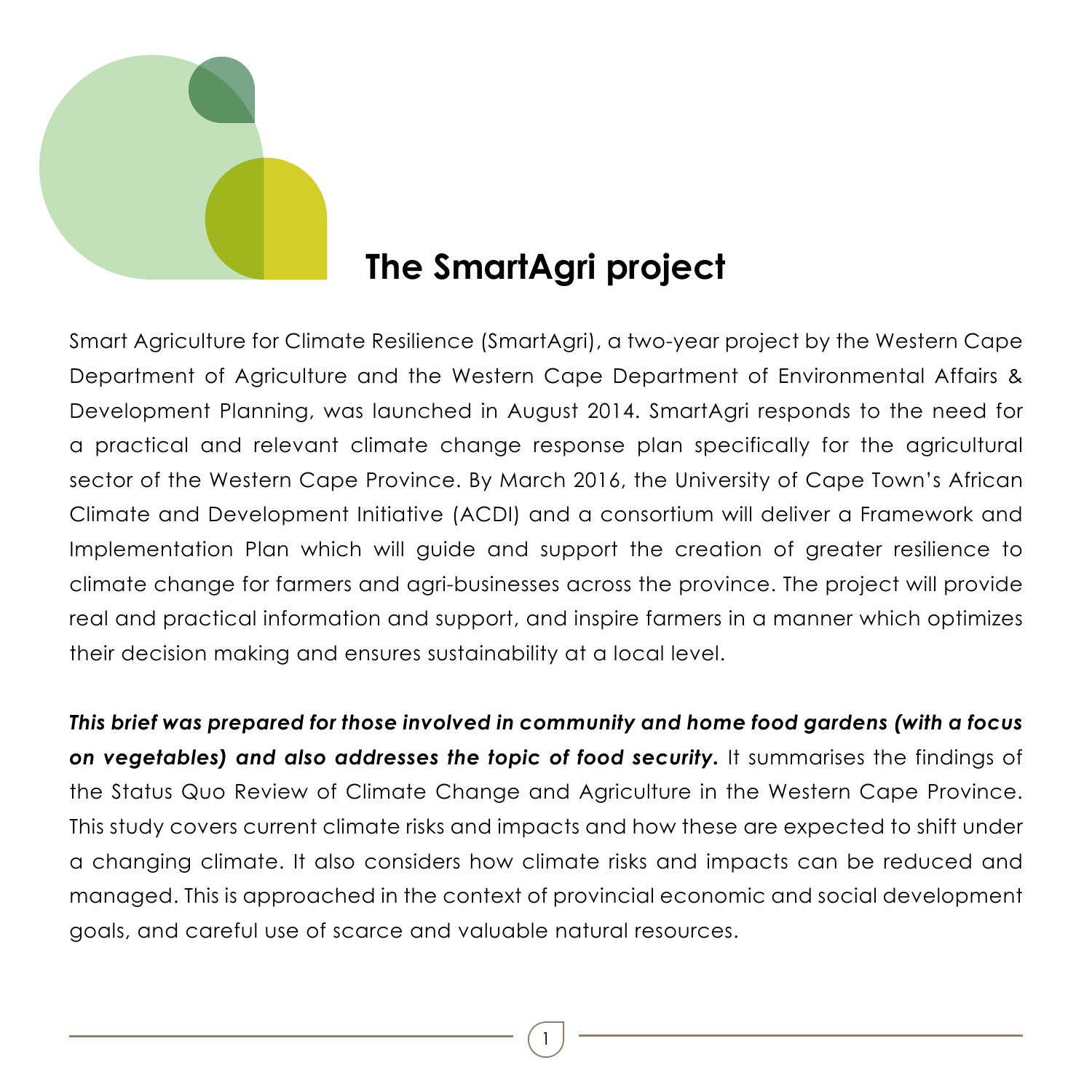# The SmartAgri project

Smart Agriculture for Climate Resilience (SmartAgri), a two-year project by the Western Cape Department of Agriculture and the Western Cape Department of Environmental Affairs & Development Planning, was launched in August 2014. SmartAgri responds to the need for a practical and relevant climate change response plan specifically for the agricultural sector of the Western Cape Province. By March 2016, the University of Cape Town's African Climate and Development Initiative (ACDI) and a consortium will deliver a Framework and Implementation Plan which will guide and support the creation of greater resilience to climate change for farmers and agri-businesses across the province. The project will provide real and practical information and support, and inspire farmers in a manner which optimizes their decision making and ensures sustainability at a local level.

***This brief was prepared for those involved in community and home food gardens (with a focus on vegetables) and also addresses the topic of food security.*** It summarises the findings of the Status Quo Review of Climate Change and Agriculture in the Western Cape Province. This study covers current climate risks and impacts and how these are expected to shift under a changing climate. It also considers how climate risks and impacts can be reduced and managed. This is approached in the context of provincial economic and social development goals, and careful use of scarce and valuable natural resources.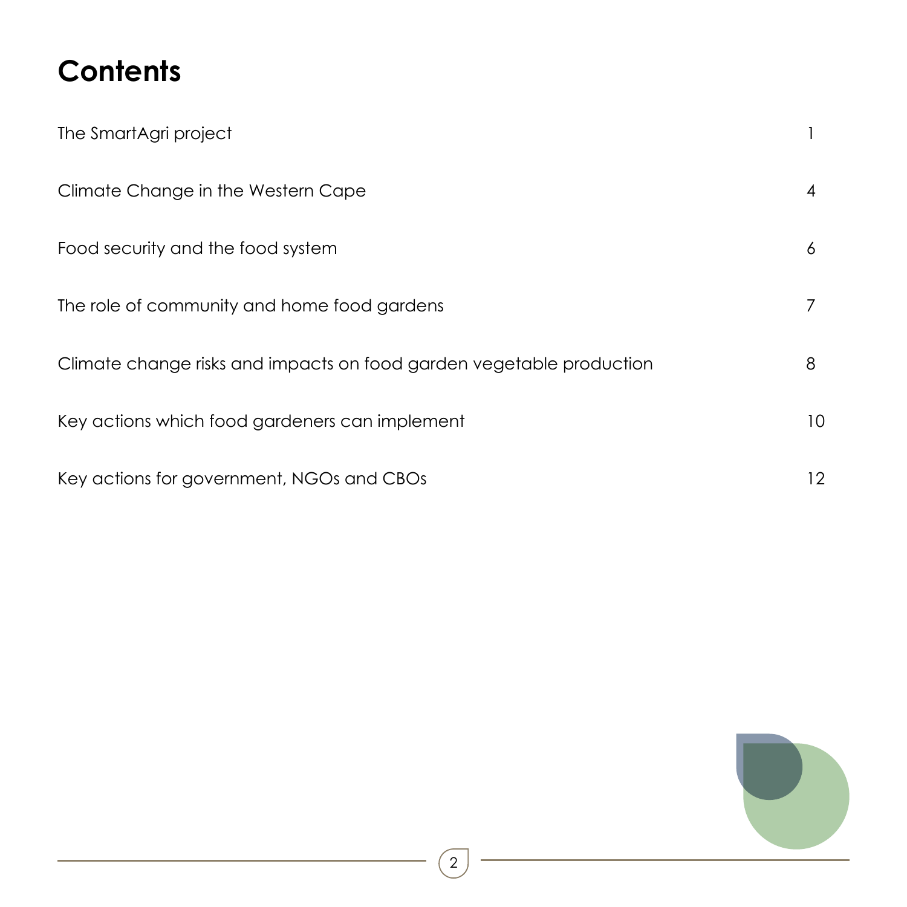# Contents

| | |
|---|---|
| The SmartAgri project | 1 |
| Climate Change in the Western Cape | 4 |
| Food security and the food system | 6 |
| The role of community and home food gardens | 7 |
| Climate change risks and impacts on food garden vegetable production | 8 |
| Key actions which food gardeners can implement | 10 |
| Key actions for government, NGOs and CBOs | 12 |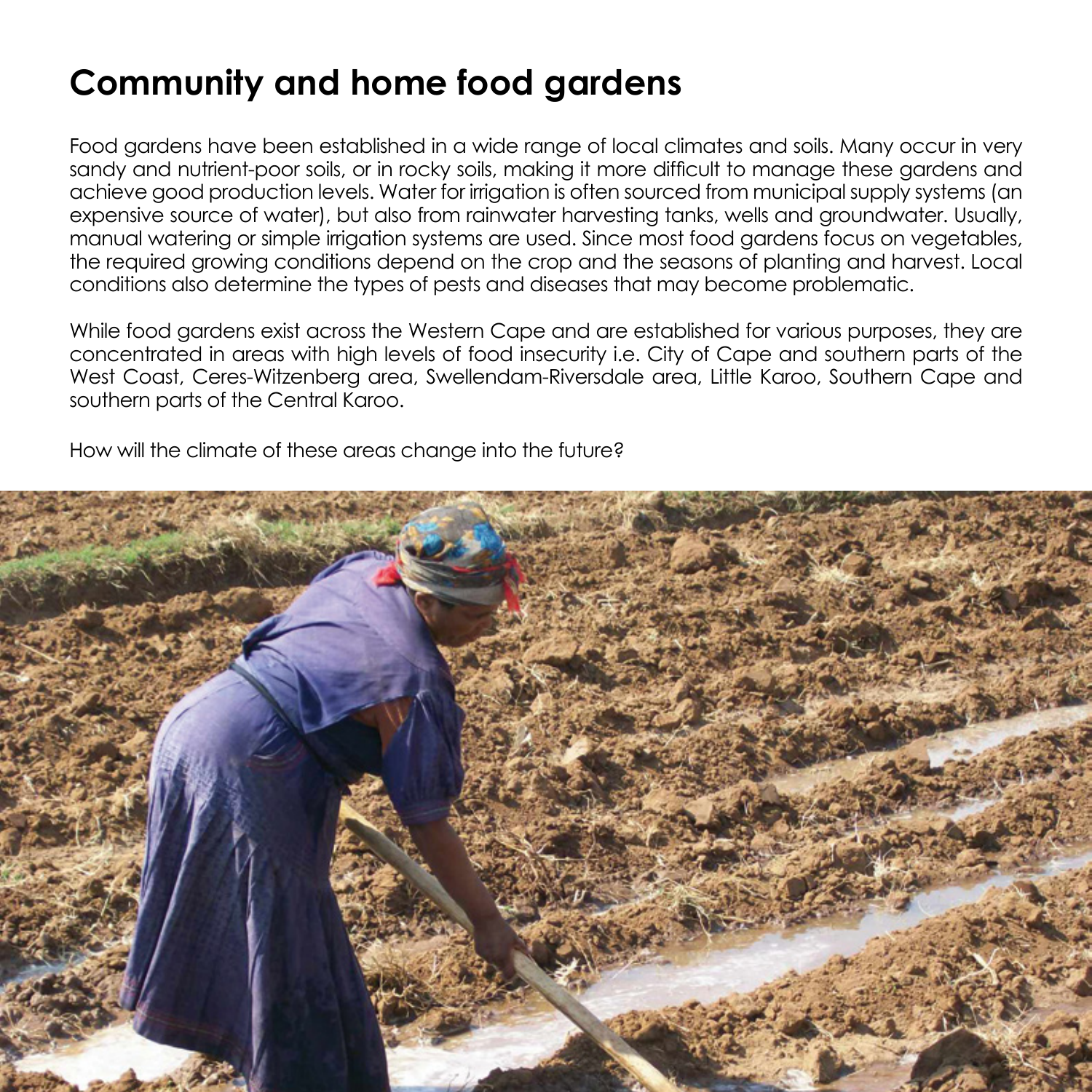# Community and home food gardens

Food gardens have been established in a wide range of local climates and soils. Many occur in very sandy and nutrient-poor soils, or in rocky soils, making it more difficult to manage these gardens and achieve good production levels. Water for irrigation is often sourced from municipal supply systems (an expensive source of water), but also from rainwater harvesting tanks, wells and groundwater. Usually, manual watering or simple irrigation systems are used. Since most food gardens focus on vegetables, the required growing conditions depend on the crop and the seasons of planting and harvest. Local conditions also determine the types of pests and diseases that may become problematic.

While food gardens exist across the Western Cape and are established for various purposes, they are concentrated in areas with high levels of food insecurity i.e. City of Cape and southern parts of the West Coast, Ceres-Witzenberg area, Swellendam-Riversdale area, Little Karoo, Southern Cape and southern parts of the Central Karoo.

How will the climate of these areas change into the future?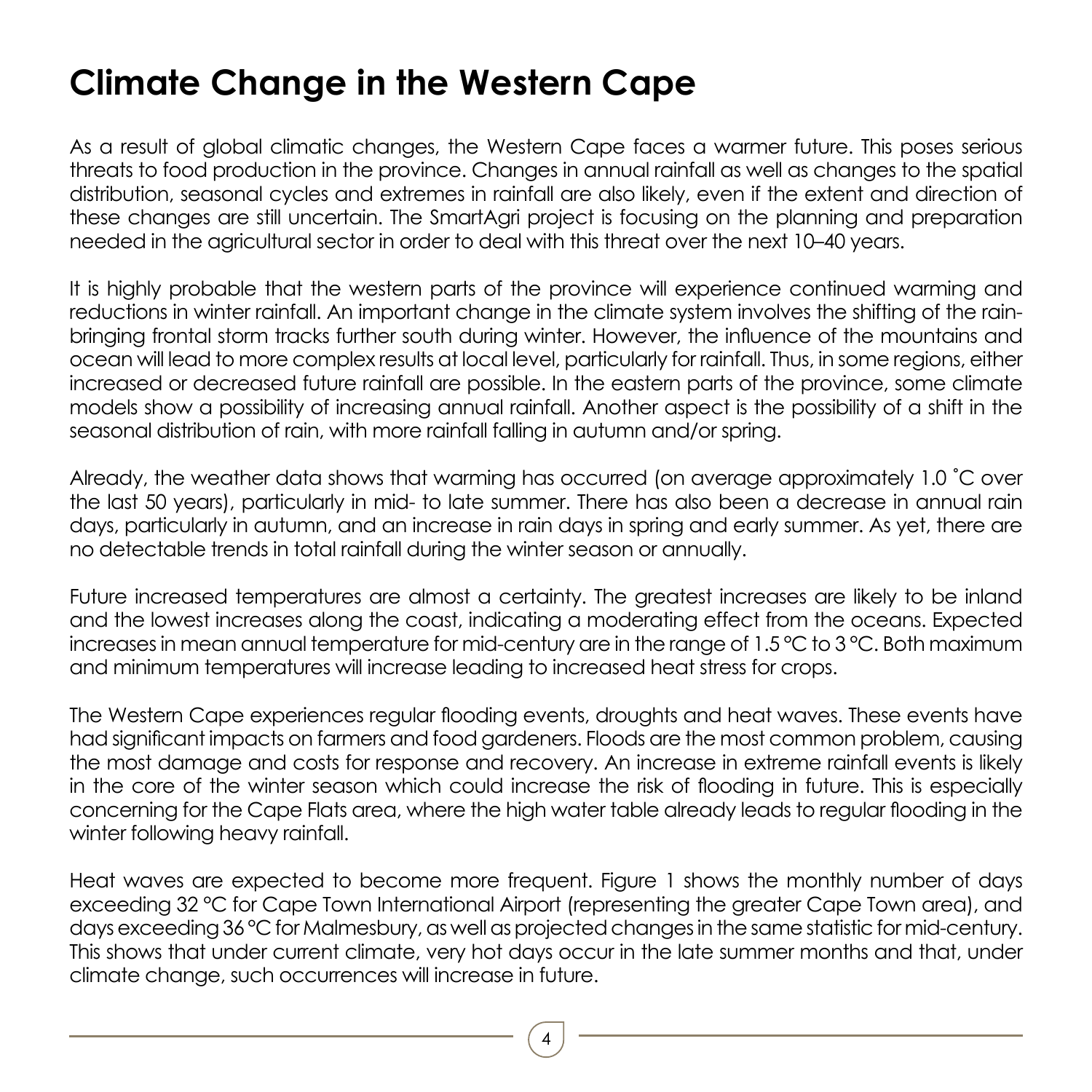# Climate Change in the Western Cape

As a result of global climatic changes, the Western Cape faces a warmer future. This poses serious threats to food production in the province. Changes in annual rainfall as well as changes to the spatial distribution, seasonal cycles and extremes in rainfall are also likely, even if the extent and direction of these changes are still uncertain. The SmartAgri project is focusing on the planning and preparation needed in the agricultural sector in order to deal with this threat over the next 10–40 years.

It is highly probable that the western parts of the province will experience continued warming and reductions in winter rainfall. An important change in the climate system involves the shifting of the rain-bringing frontal storm tracks further south during winter. However, the influence of the mountains and ocean will lead to more complex results at local level, particularly for rainfall. Thus, in some regions, either increased or decreased future rainfall are possible. In the eastern parts of the province, some climate models show a possibility of increasing annual rainfall. Another aspect is the possibility of a shift in the seasonal distribution of rain, with more rainfall falling in autumn and/or spring.

Already, the weather data shows that warming has occurred (on average approximately 1.0 ˚C over the last 50 years), particularly in mid- to late summer. There has also been a decrease in annual rain days, particularly in autumn, and an increase in rain days in spring and early summer. As yet, there are no detectable trends in total rainfall during the winter season or annually.

Future increased temperatures are almost a certainty. The greatest increases are likely to be inland and the lowest increases along the coast, indicating a moderating effect from the oceans. Expected increases in mean annual temperature for mid-century are in the range of 1.5 °C to 3 °C. Both maximum and minimum temperatures will increase leading to increased heat stress for crops.

The Western Cape experiences regular flooding events, droughts and heat waves. These events have had significant impacts on farmers and food gardeners. Floods are the most common problem, causing the most damage and costs for response and recovery. An increase in extreme rainfall events is likely in the core of the winter season which could increase the risk of flooding in future. This is especially concerning for the Cape Flats area, where the high water table already leads to regular flooding in the winter following heavy rainfall.

Heat waves are expected to become more frequent. Figure 1 shows the monthly number of days exceeding 32 °C for Cape Town International Airport (representing the greater Cape Town area), and days exceeding 36 °C for Malmesbury, as well as projected changes in the same statistic for mid-century. This shows that under current climate, very hot days occur in the late summer months and that, under climate change, such occurrences will increase in future.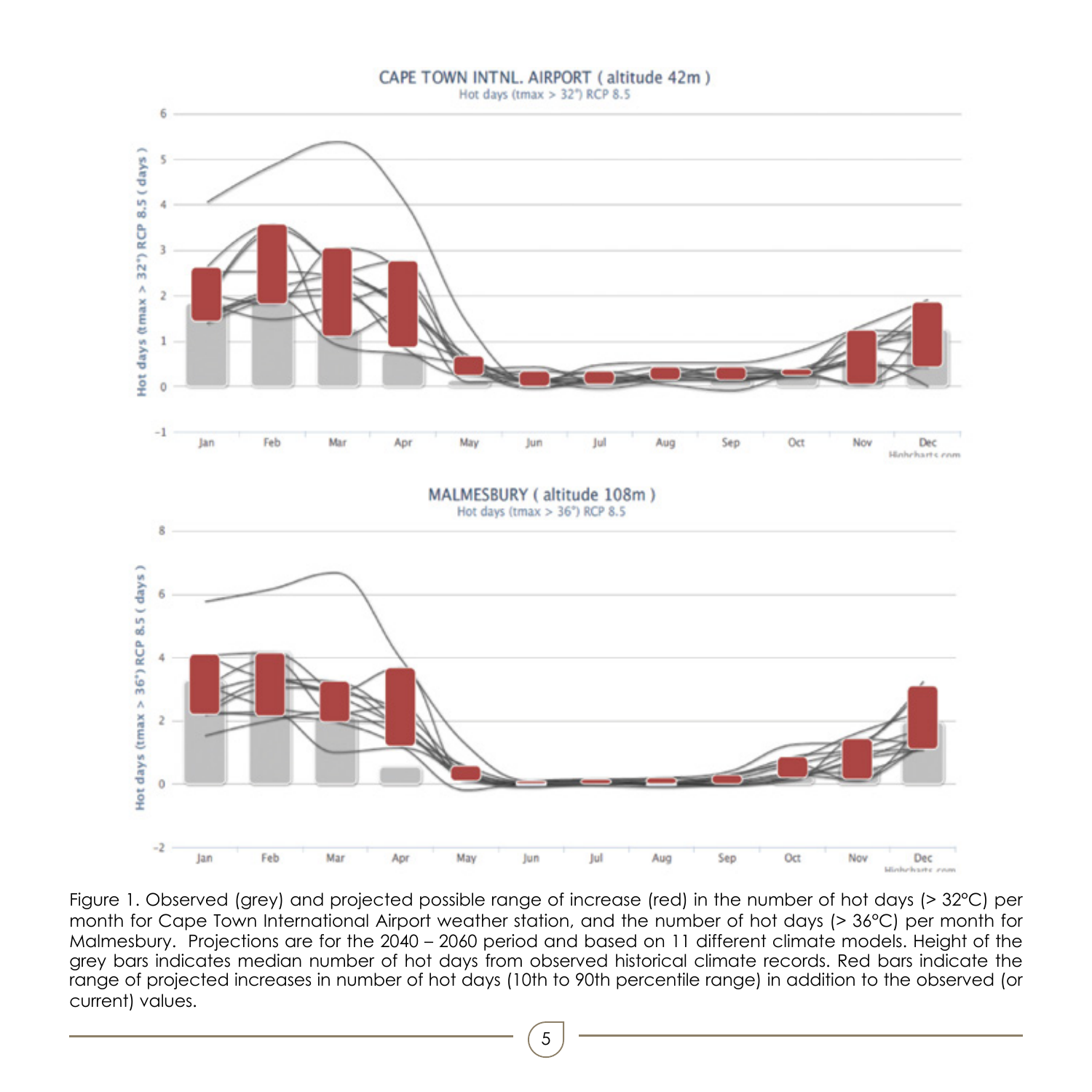Figure 1. Observed (grey) and projected possible range of increase (red) in the number of hot days (> 32°C) per month for Cape Town International Airport weather station, and the number of hot days (> 36°C) per month for Malmesbury. Projections are for the 2040 – 2060 period and based on 11 different climate models. Height of the grey bars indicates median number of hot days from observed historical climate records. Red bars indicate the range of projected increases in number of hot days (10th to 90th percentile range) in addition to the observed (or current) values.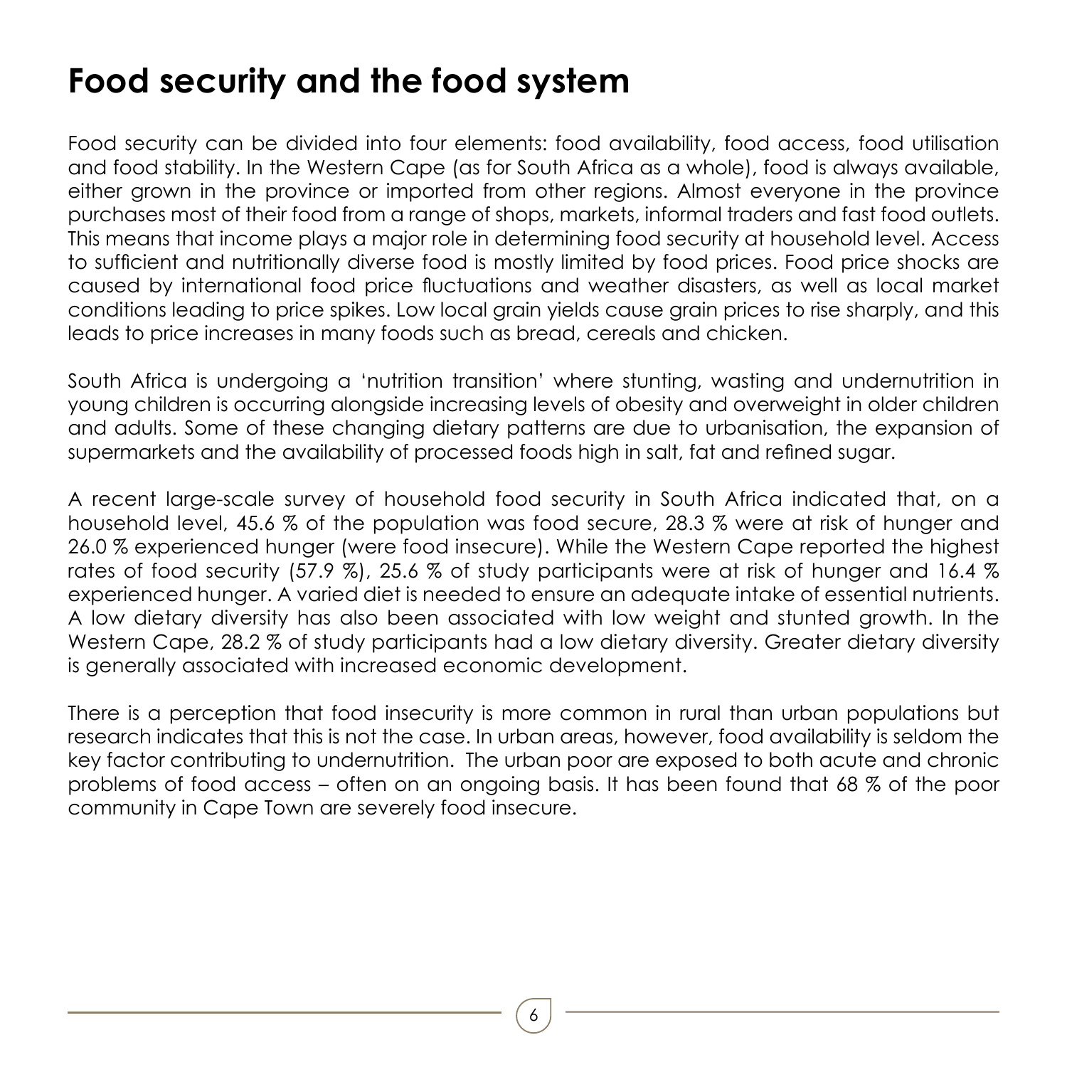# Food security and the food system

Food security can be divided into four elements: food availability, food access, food utilisation and food stability. In the Western Cape (as for South Africa as a whole), food is always available, either grown in the province or imported from other regions. Almost everyone in the province purchases most of their food from a range of shops, markets, informal traders and fast food outlets. This means that income plays a major role in determining food security at household level. Access to sufficient and nutritionally diverse food is mostly limited by food prices. Food price shocks are caused by international food price fluctuations and weather disasters, as well as local market conditions leading to price spikes. Low local grain yields cause grain prices to rise sharply, and this leads to price increases in many foods such as bread, cereals and chicken.

South Africa is undergoing a 'nutrition transition' where stunting, wasting and undernutrition in young children is occurring alongside increasing levels of obesity and overweight in older children and adults. Some of these changing dietary patterns are due to urbanisation, the expansion of supermarkets and the availability of processed foods high in salt, fat and refined sugar.

A recent large-scale survey of household food security in South Africa indicated that, on a household level, 45.6 % of the population was food secure, 28.3 % were at risk of hunger and 26.0 % experienced hunger (were food insecure). While the Western Cape reported the highest rates of food security (57.9 %), 25.6 % of study participants were at risk of hunger and 16.4 % experienced hunger. A varied diet is needed to ensure an adequate intake of essential nutrients. A low dietary diversity has also been associated with low weight and stunted growth. In the Western Cape, 28.2 % of study participants had a low dietary diversity. Greater dietary diversity is generally associated with increased economic development.

There is a perception that food insecurity is more common in rural than urban populations but research indicates that this is not the case. In urban areas, however, food availability is seldom the key factor contributing to undernutrition. The urban poor are exposed to both acute and chronic problems of food access – often on an ongoing basis. It has been found that 68 % of the poor community in Cape Town are severely food insecure.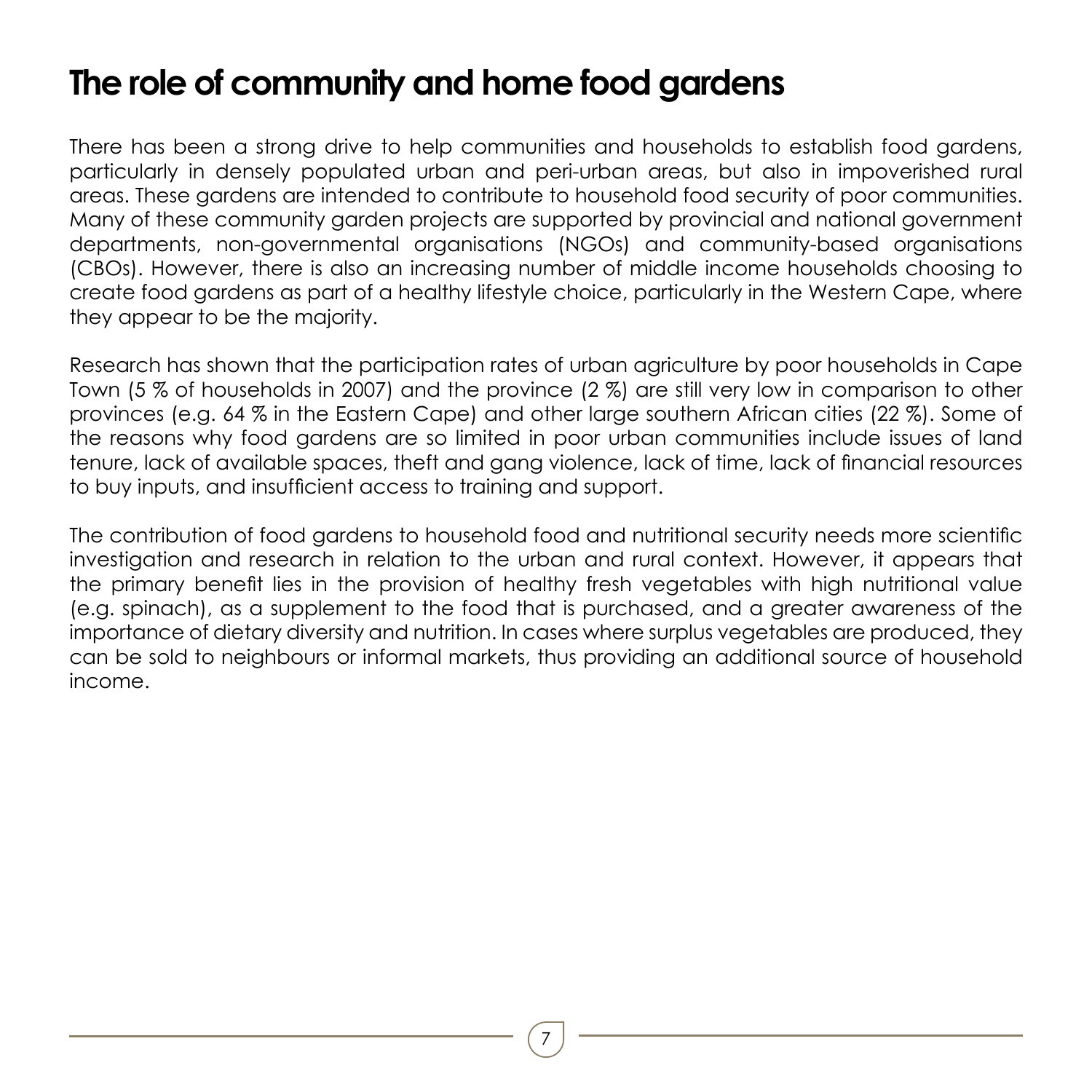# The role of community and home food gardens

There has been a strong drive to help communities and households to establish food gardens, particularly in densely populated urban and peri-urban areas, but also in impoverished rural areas. These gardens are intended to contribute to household food security of poor communities. Many of these community garden projects are supported by provincial and national government departments, non-governmental organisations (NGOs) and community-based organisations (CBOs). However, there is also an increasing number of middle income households choosing to create food gardens as part of a healthy lifestyle choice, particularly in the Western Cape, where they appear to be the majority.

Research has shown that the participation rates of urban agriculture by poor households in Cape Town (5 % of households in 2007) and the province (2 %) are still very low in comparison to other provinces (e.g. 64 % in the Eastern Cape) and other large southern African cities (22 %). Some of the reasons why food gardens are so limited in poor urban communities include issues of land tenure, lack of available spaces, theft and gang violence, lack of time, lack of financial resources to buy inputs, and insufficient access to training and support.

The contribution of food gardens to household food and nutritional security needs more scientific investigation and research in relation to the urban and rural context. However, it appears that the primary benefit lies in the provision of healthy fresh vegetables with high nutritional value (e.g. spinach), as a supplement to the food that is purchased, and a greater awareness of the importance of dietary diversity and nutrition. In cases where surplus vegetables are produced, they can be sold to neighbours or informal markets, thus providing an additional source of household income.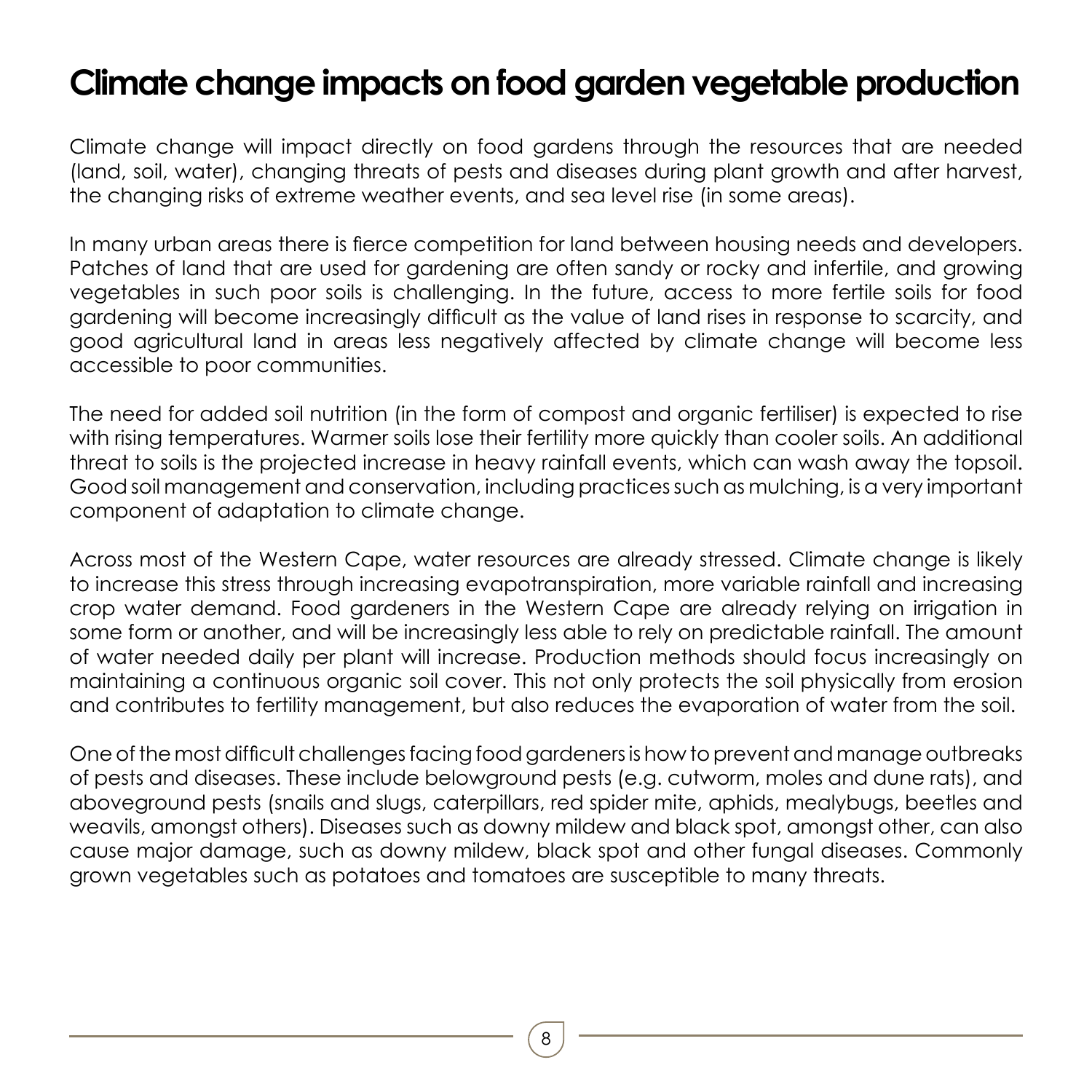# Climate change impacts on food garden vegetable production

Climate change will impact directly on food gardens through the resources that are needed (land, soil, water), changing threats of pests and diseases during plant growth and after harvest, the changing risks of extreme weather events, and sea level rise (in some areas).

In many urban areas there is fierce competition for land between housing needs and developers. Patches of land that are used for gardening are often sandy or rocky and infertile, and growing vegetables in such poor soils is challenging. In the future, access to more fertile soils for food gardening will become increasingly difficult as the value of land rises in response to scarcity, and good agricultural land in areas less negatively affected by climate change will become less accessible to poor communities.

The need for added soil nutrition (in the form of compost and organic fertiliser) is expected to rise with rising temperatures. Warmer soils lose their fertility more quickly than cooler soils. An additional threat to soils is the projected increase in heavy rainfall events, which can wash away the topsoil. Good soil management and conservation, including practices such as mulching, is a very important component of adaptation to climate change.

Across most of the Western Cape, water resources are already stressed. Climate change is likely to increase this stress through increasing evapotranspiration, more variable rainfall and increasing crop water demand. Food gardeners in the Western Cape are already relying on irrigation in some form or another, and will be increasingly less able to rely on predictable rainfall. The amount of water needed daily per plant will increase. Production methods should focus increasingly on maintaining a continuous organic soil cover. This not only protects the soil physically from erosion and contributes to fertility management, but also reduces the evaporation of water from the soil.

One of the most difficult challenges facing food gardeners is how to prevent and manage outbreaks of pests and diseases. These include belowground pests (e.g. cutworm, moles and dune rats), and aboveground pests (snails and slugs, caterpillars, red spider mite, aphids, mealybugs, beetles and weavils, amongst others). Diseases such as downy mildew and black spot, amongst other, can also cause major damage, such as downy mildew, black spot and other fungal diseases. Commonly grown vegetables such as potatoes and tomatoes are susceptible to many threats.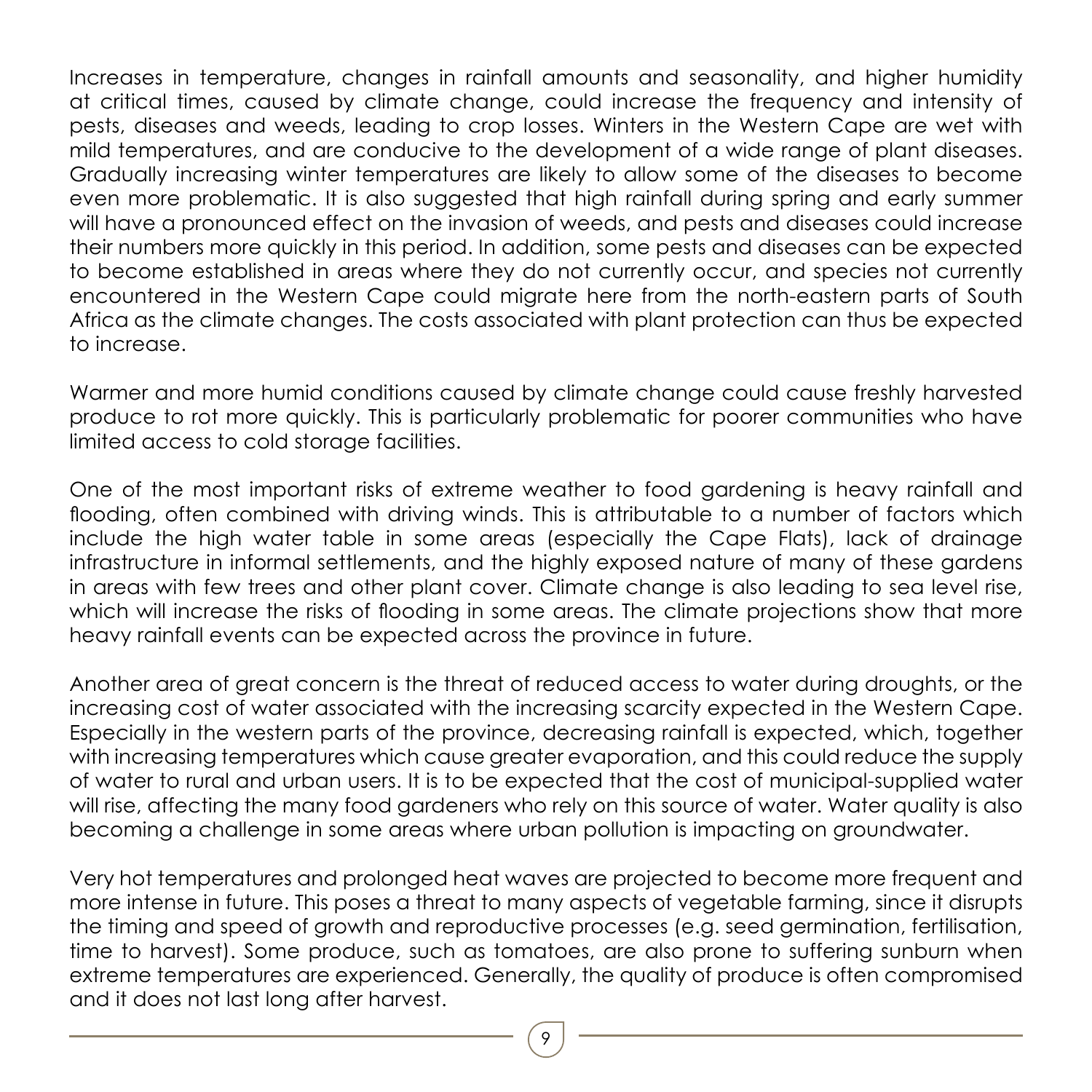Increases in temperature, changes in rainfall amounts and seasonality, and higher humidity at critical times, caused by climate change, could increase the frequency and intensity of pests, diseases and weeds, leading to crop losses. Winters in the Western Cape are wet with mild temperatures, and are conducive to the development of a wide range of plant diseases. Gradually increasing winter temperatures are likely to allow some of the diseases to become even more problematic. It is also suggested that high rainfall during spring and early summer will have a pronounced effect on the invasion of weeds, and pests and diseases could increase their numbers more quickly in this period. In addition, some pests and diseases can be expected to become established in areas where they do not currently occur, and species not currently encountered in the Western Cape could migrate here from the north-eastern parts of South Africa as the climate changes. The costs associated with plant protection can thus be expected to increase.

Warmer and more humid conditions caused by climate change could cause freshly harvested produce to rot more quickly. This is particularly problematic for poorer communities who have limited access to cold storage facilities.

One of the most important risks of extreme weather to food gardening is heavy rainfall and flooding, often combined with driving winds. This is attributable to a number of factors which include the high water table in some areas (especially the Cape Flats), lack of drainage infrastructure in informal settlements, and the highly exposed nature of many of these gardens in areas with few trees and other plant cover. Climate change is also leading to sea level rise, which will increase the risks of flooding in some areas. The climate projections show that more heavy rainfall events can be expected across the province in future.

Another area of great concern is the threat of reduced access to water during droughts, or the increasing cost of water associated with the increasing scarcity expected in the Western Cape. Especially in the western parts of the province, decreasing rainfall is expected, which, together with increasing temperatures which cause greater evaporation, and this could reduce the supply of water to rural and urban users. It is to be expected that the cost of municipal-supplied water will rise, affecting the many food gardeners who rely on this source of water. Water quality is also becoming a challenge in some areas where urban pollution is impacting on groundwater.

Very hot temperatures and prolonged heat waves are projected to become more frequent and more intense in future. This poses a threat to many aspects of vegetable farming, since it disrupts the timing and speed of growth and reproductive processes (e.g. seed germination, fertilisation, time to harvest). Some produce, such as tomatoes, are also prone to suffering sunburn when extreme temperatures are experienced. Generally, the quality of produce is often compromised and it does not last long after harvest.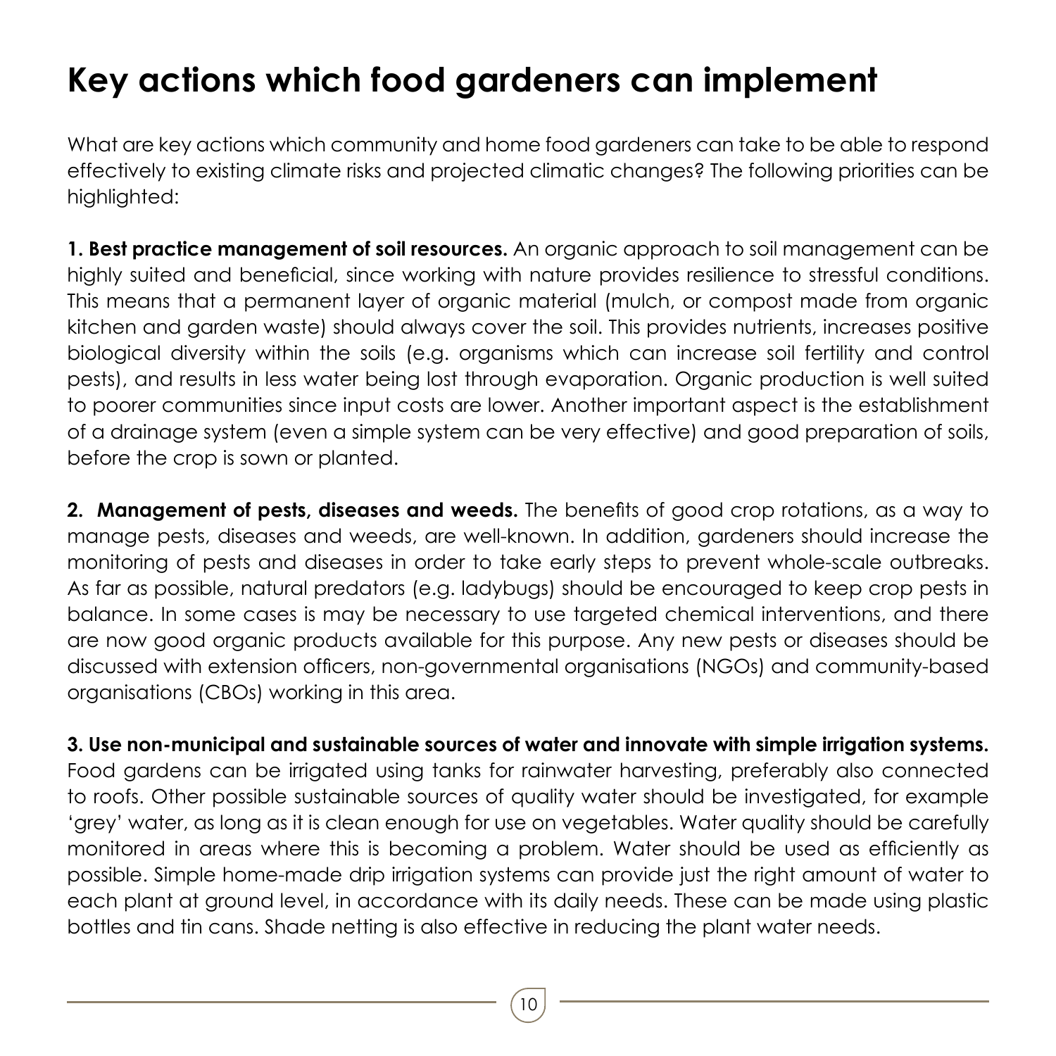# Key actions which food gardeners can implement

What are key actions which community and home food gardeners can take to be able to respond effectively to existing climate risks and projected climatic changes? The following priorities can be highlighted:

**1. Best practice management of soil resources.** An organic approach to soil management can be highly suited and beneficial, since working with nature provides resilience to stressful conditions. This means that a permanent layer of organic material (mulch, or compost made from organic kitchen and garden waste) should always cover the soil. This provides nutrients, increases positive biological diversity within the soils (e.g. organisms which can increase soil fertility and control pests), and results in less water being lost through evaporation. Organic production is well suited to poorer communities since input costs are lower. Another important aspect is the establishment of a drainage system (even a simple system can be very effective) and good preparation of soils, before the crop is sown or planted.

**2. Management of pests, diseases and weeds.** The benefits of good crop rotations, as a way to manage pests, diseases and weeds, are well-known. In addition, gardeners should increase the monitoring of pests and diseases in order to take early steps to prevent whole-scale outbreaks. As far as possible, natural predators (e.g. ladybugs) should be encouraged to keep crop pests in balance. In some cases is may be necessary to use targeted chemical interventions, and there are now good organic products available for this purpose. Any new pests or diseases should be discussed with extension officers, non-governmental organisations (NGOs) and community-based organisations (CBOs) working in this area.

**3. Use non-municipal and sustainable sources of water and innovate with simple irrigation systems.** Food gardens can be irrigated using tanks for rainwater harvesting, preferably also connected to roofs. Other possible sustainable sources of quality water should be investigated, for example 'grey' water, as long as it is clean enough for use on vegetables. Water quality should be carefully monitored in areas where this is becoming a problem. Water should be used as efficiently as possible. Simple home-made drip irrigation systems can provide just the right amount of water to each plant at ground level, in accordance with its daily needs. These can be made using plastic bottles and tin cans. Shade netting is also effective in reducing the plant water needs.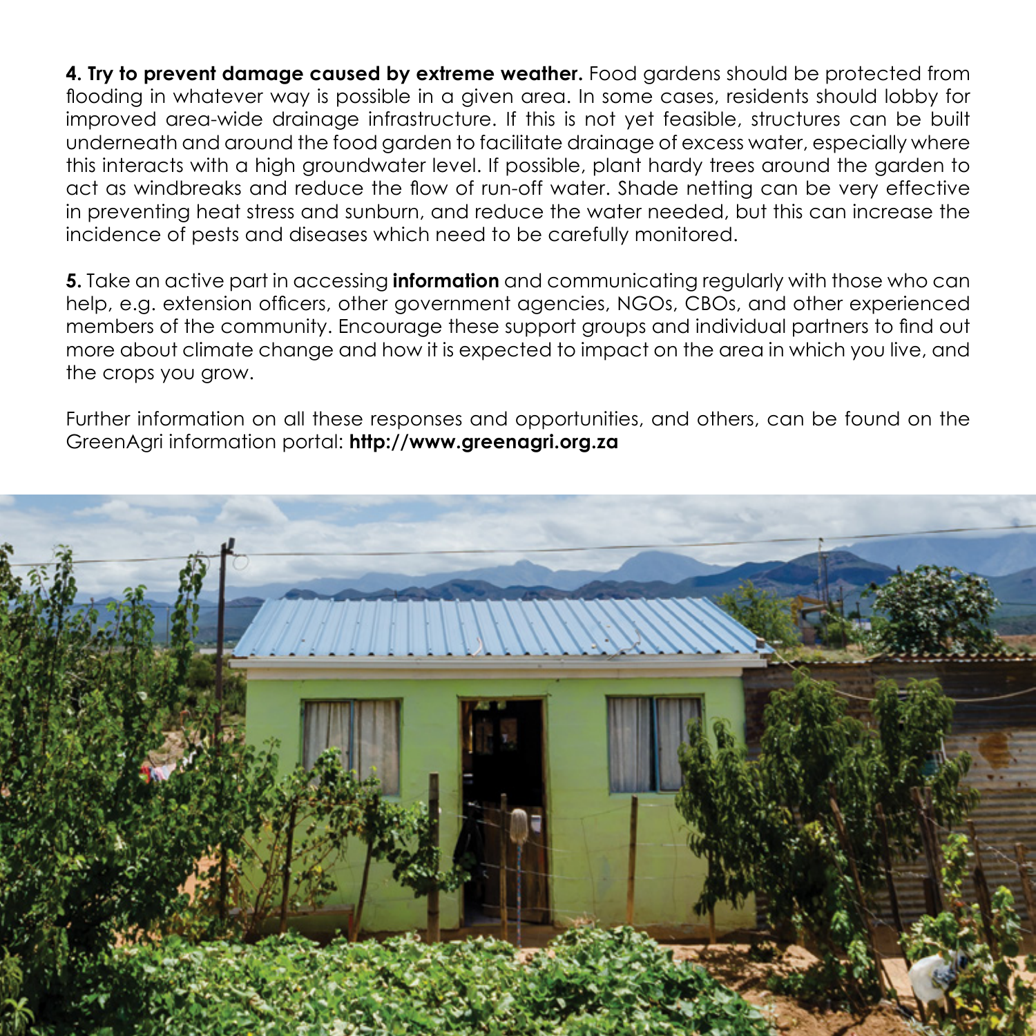**4. Try to prevent damage caused by extreme weather.** Food gardens should be protected from flooding in whatever way is possible in a given area. In some cases, residents should lobby for improved area-wide drainage infrastructure. If this is not yet feasible, structures can be built underneath and around the food garden to facilitate drainage of excess water, especially where this interacts with a high groundwater level. If possible, plant hardy trees around the garden to act as windbreaks and reduce the flow of run-off water. Shade netting can be very effective in preventing heat stress and sunburn, and reduce the water needed, but this can increase the incidence of pests and diseases which need to be carefully monitored.

**5.** Take an active part in accessing **information** and communicating regularly with those who can help, e.g. extension officers, other government agencies, NGOs, CBOs, and other experienced members of the community. Encourage these support groups and individual partners to find out more about climate change and how it is expected to impact on the area in which you live, and the crops you grow.

Further information on all these responses and opportunities, and others, can be found on the GreenAgri information portal: **http://www.greenagri.org.za**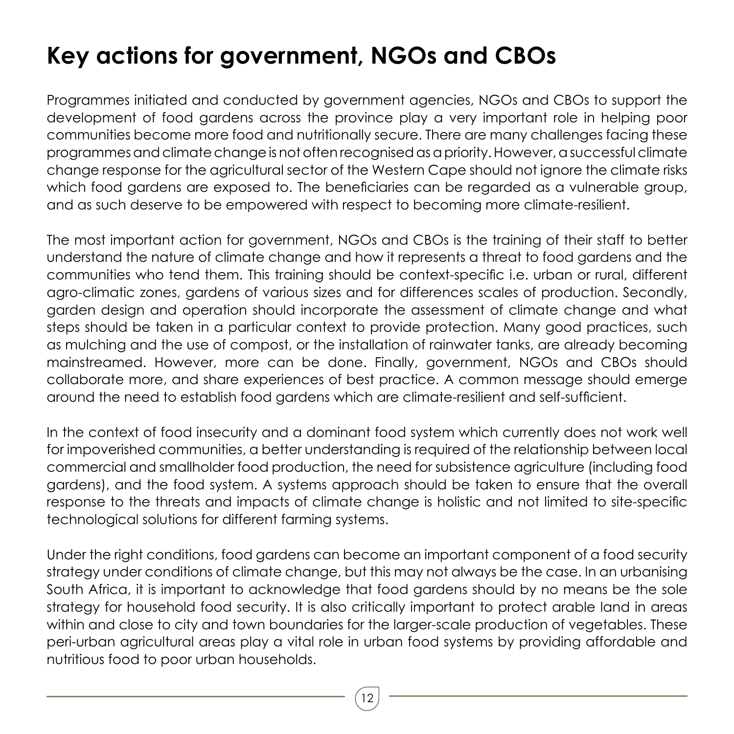# Key actions for government, NGOs and CBOs

Programmes initiated and conducted by government agencies, NGOs and CBOs to support the development of food gardens across the province play a very important role in helping poor communities become more food and nutritionally secure. There are many challenges facing these programmes and climate change is not often recognised as a priority. However, a successful climate change response for the agricultural sector of the Western Cape should not ignore the climate risks which food gardens are exposed to. The beneficiaries can be regarded as a vulnerable group, and as such deserve to be empowered with respect to becoming more climate-resilient.

The most important action for government, NGOs and CBOs is the training of their staff to better understand the nature of climate change and how it represents a threat to food gardens and the communities who tend them. This training should be context-specific i.e. urban or rural, different agro-climatic zones, gardens of various sizes and for differences scales of production. Secondly, garden design and operation should incorporate the assessment of climate change and what steps should be taken in a particular context to provide protection. Many good practices, such as mulching and the use of compost, or the installation of rainwater tanks, are already becoming mainstreamed. However, more can be done. Finally, government, NGOs and CBOs should collaborate more, and share experiences of best practice. A common message should emerge around the need to establish food gardens which are climate-resilient and self-sufficient.

In the context of food insecurity and a dominant food system which currently does not work well for impoverished communities, a better understanding is required of the relationship between local commercial and smallholder food production, the need for subsistence agriculture (including food gardens), and the food system. A systems approach should be taken to ensure that the overall response to the threats and impacts of climate change is holistic and not limited to site-specific technological solutions for different farming systems.

Under the right conditions, food gardens can become an important component of a food security strategy under conditions of climate change, but this may not always be the case. In an urbanising South Africa, it is important to acknowledge that food gardens should by no means be the sole strategy for household food security. It is also critically important to protect arable land in areas within and close to city and town boundaries for the larger-scale production of vegetables. These peri-urban agricultural areas play a vital role in urban food systems by providing affordable and nutritious food to poor urban households.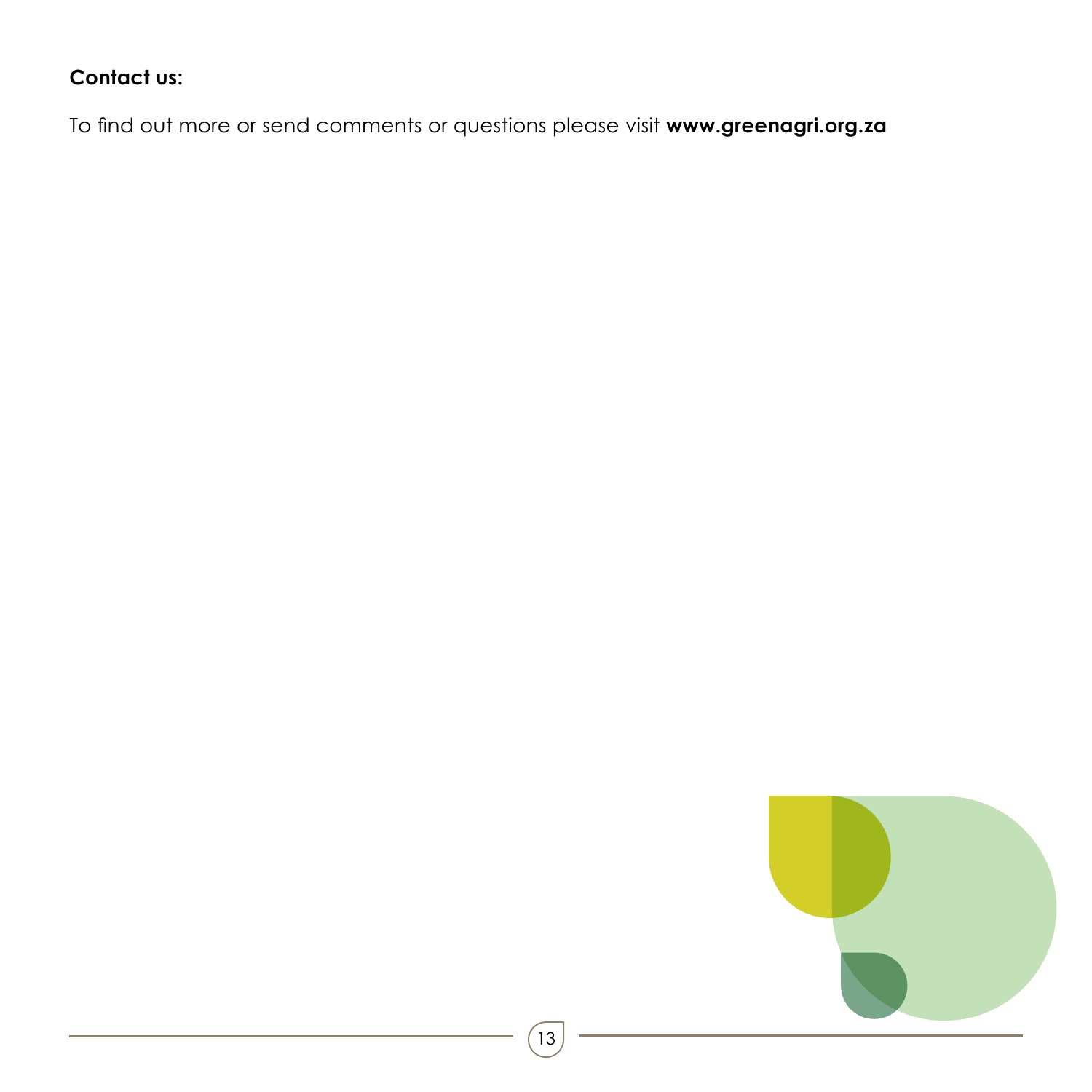**Contact us:**

To find out more or send comments or questions please visit **www.greenagri.org.za**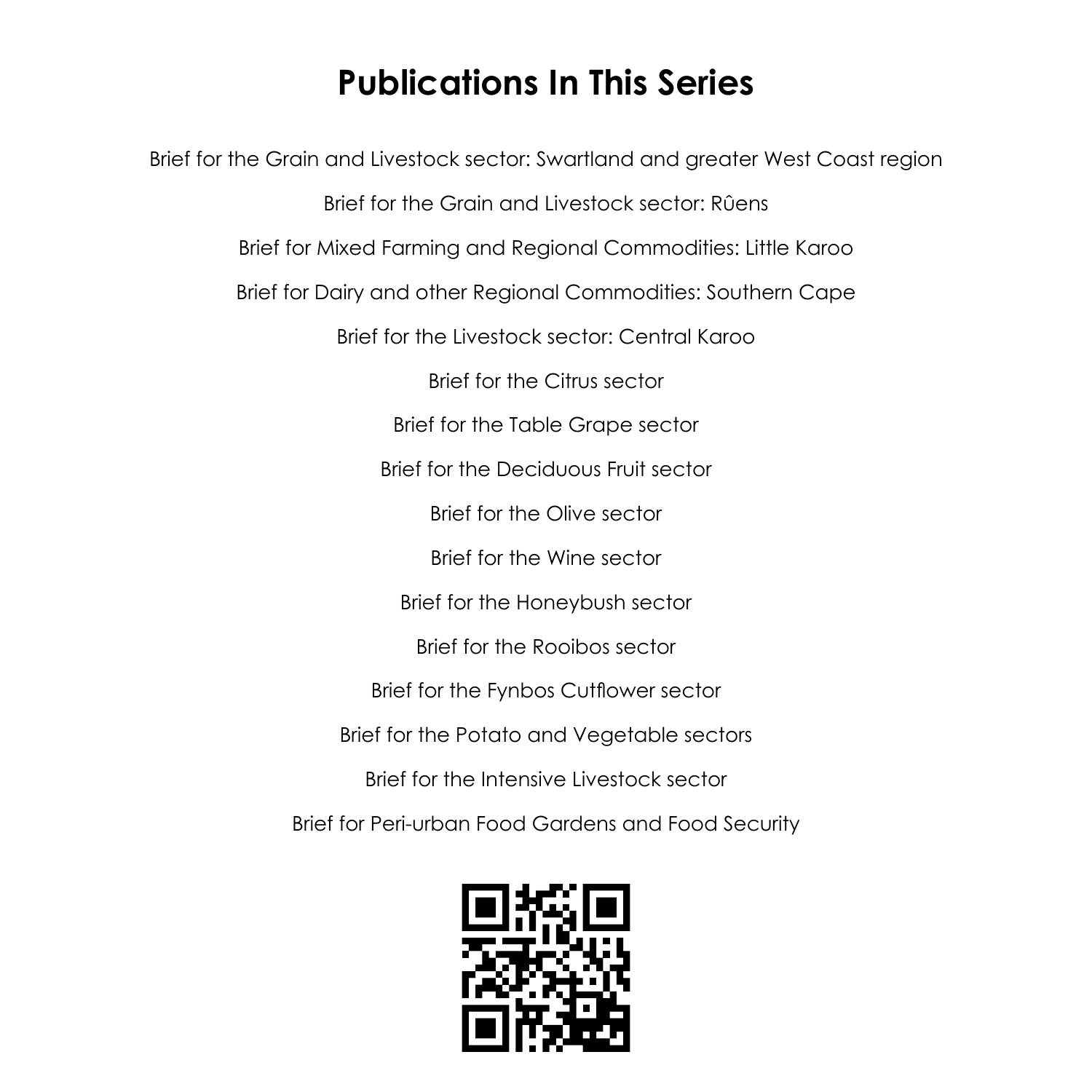# Publications In This Series

Brief for the Grain and Livestock sector: Swartland and greater West Coast region

Brief for the Grain and Livestock sector: Rûens

Brief for Mixed Farming and Regional Commodities: Little Karoo

Brief for Dairy and other Regional Commodities: Southern Cape

Brief for the Livestock sector: Central Karoo

Brief for the Citrus sector

Brief for the Table Grape sector

Brief for the Deciduous Fruit sector

Brief for the Olive sector

Brief for the Wine sector

Brief for the Honeybush sector

Brief for the Rooibos sector

Brief for the Fynbos Cutflower sector

Brief for the Potato and Vegetable sectors

Brief for the Intensive Livestock sector

Brief for Peri-urban Food Gardens and Food Security